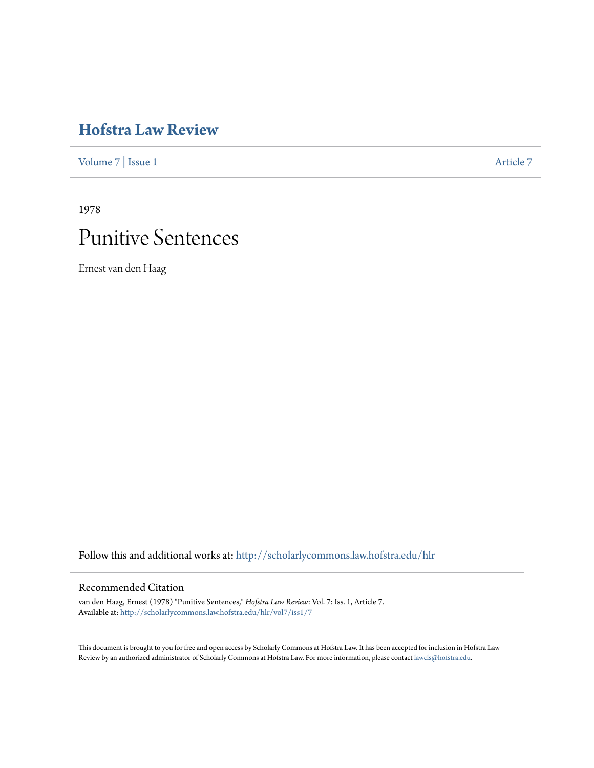# Hofstra Law Review

Volume 7 | Issue 1 Article 7

1978

# Punitive Sentences

Ernest van den Haag

Follow this and additional works at: http://scholarlycommons.law.hofstra.edu/hlr

## Recommended Citation

van den Haag, Ernest (1978) "Punitive Sentences," *Hofstra Law Review*: Vol. 7: Iss. 1, Article 7.
Available at: http://scholarlycommons.law.hofstra.edu/hlr/vol7/iss1/7

This document is brought to you for free and open access by Scholarly Commons at Hofstra Law. It has been accepted for inclusion in Hofstra Law Review by an authorized administrator of Scholarly Commons at Hofstra Law. For more information, please contact lawcls@hofstra.edu.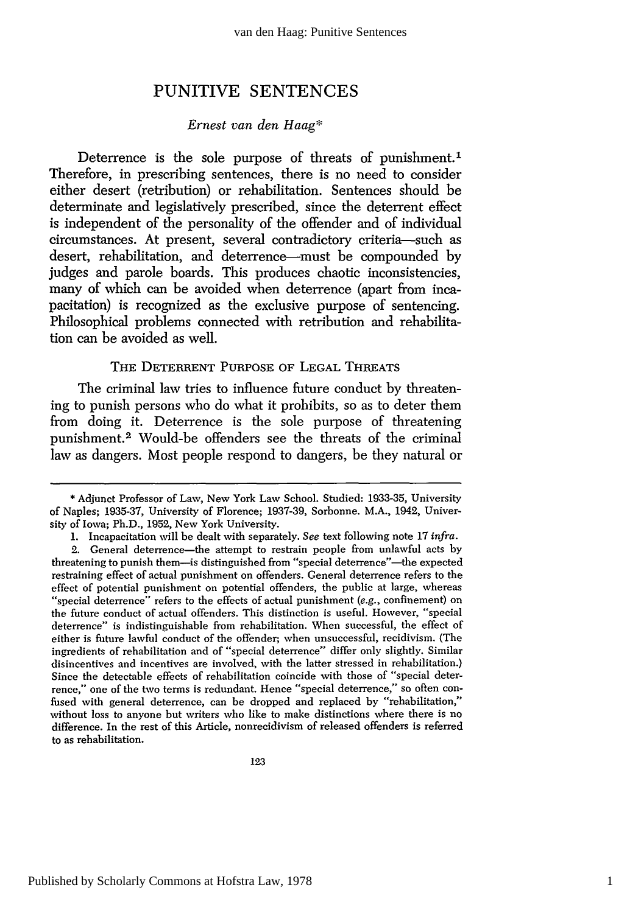# PUNITIVE SENTENCES

*Ernest van den Haag\**

Deterrence is the sole purpose of threats of punishment.[1] Therefore, in prescribing sentences, there is no need to consider either desert (retribution) or rehabilitation. Sentences should be determinate and legislatively prescribed, since the deterrent effect is independent of the personality of the offender and of individual circumstances. At present, several contradictory criteria—such as desert, rehabilitation, and deterrence—must be compounded by judges and parole boards. This produces chaotic inconsistencies, many of which can be avoided when deterrence (apart from incapacitation) is recognized as the exclusive purpose of sentencing. Philosophical problems connected with retribution and rehabilitation can be avoided as well.

## THE DETERRENT PURPOSE OF LEGAL THREATS

The criminal law tries to influence future conduct by threatening to punish persons who do what it prohibits, so as to deter them from doing it. Deterrence is the sole purpose of threatening punishment.[2] Would-be offenders see the threats of the criminal law as dangers. Most people respond to dangers, be they natural or

---

\* Adjunct Professor of Law, New York Law School. Studied: 1933-35, University of Naples; 1935-37, University of Florence; 1937-39, Sorbonne. M.A., 1942, University of Iowa; Ph.D., 1952, New York University.

1. Incapacitation will be dealt with separately. *See* text following note 17 *infra*.

2. General deterrence—the attempt to restrain people from unlawful acts by threatening to punish them—is distinguished from "special deterrence"—the expected restraining effect of actual punishment on offenders. General deterrence refers to the effect of potential punishment on potential offenders, the public at large, whereas "special deterrence" refers to the effects of actual punishment (*e.g.*, confinement) on the future conduct of actual offenders. This distinction is useful. However, "special deterrence" is indistinguishable from rehabilitation. When successful, the effect of either is future lawful conduct of the offender; when unsuccessful, recidivism. (The ingredients of rehabilitation and of "special deterrence" differ only slightly. Similar disincentives and incentives are involved, with the latter stressed in rehabilitation.) Since the detectable effects of rehabilitation coincide with those of "special deterrence," one of the two terms is redundant. Hence "special deterrence," so often confused with general deterrence, can be dropped and replaced by "rehabilitation," without loss to anyone but writers who like to make distinctions where there is no difference. In the rest of this Article, nonrecidivism of released offenders is referred to as rehabilitation.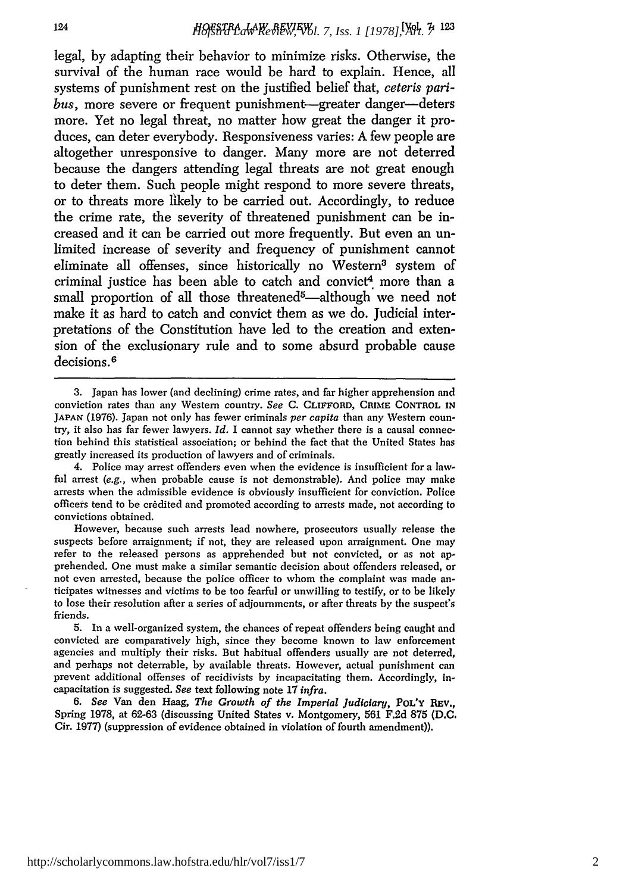legal, by adapting their behavior to minimize risks. Otherwise, the survival of the human race would be hard to explain. Hence, all systems of punishment rest on the justified belief that, *ceteris paribus*, more severe or frequent punishment—greater danger—deters more. Yet no legal threat, no matter how great the danger it produces, can deter everybody. Responsiveness varies: A few people are altogether unresponsive to danger. Many more are not deterred because the dangers attending legal threats are not great enough to deter them. Such people might respond to more severe threats, or to threats more likely to be carried out. Accordingly, to reduce the crime rate, the severity of threatened punishment can be increased and it can be carried out more frequently. But even an unlimited increase of severity and frequency of punishment cannot eliminate all offenses, since historically no Western[3] system of criminal justice has been able to catch and convict[4] more than a small proportion of all those threatened[5]—although we need not make it as hard to catch and convict them as we do. Judicial interpretations of the Constitution have led to the creation and extension of the exclusionary rule and to some absurd probable cause decisions.[6]

---

3. Japan has lower (and declining) crime rates, and far higher apprehension and conviction rates than any Western country. *See* C. CLIFFORD, CRIME CONTROL IN JAPAN (1976). Japan not only has fewer criminals *per capita* than any Western country, it also has far fewer lawyers. *Id.* I cannot say whether there is a causal connection behind this statistical association; or behind the fact that the United States has greatly increased its production of lawyers and of criminals.

4. Police may arrest offenders even when the evidence is insufficient for a lawful arrest (*e.g.*, when probable cause is not demonstrable). And police may make arrests when the admissible evidence is obviously insufficient for conviction. Police officers tend to be credited and promoted according to arrests made, not according to convictions obtained.

However, because such arrests lead nowhere, prosecutors usually release the suspects before arraignment; if not, they are released upon arraignment. One may refer to the released persons as apprehended but not convicted, or as not apprehended. One must make a similar semantic decision about offenders released, or not even arrested, because the police officer to whom the complaint was made anticipates witnesses and victims to be too fearful or unwilling to testify, or to be likely to lose their resolution after a series of adjournments, or after threats by the suspect's friends.

5. In a well-organized system, the chances of repeat offenders being caught and convicted are comparatively high, since they become known to law enforcement agencies and multiply their risks. But habitual offenders usually are not deterred, and perhaps not deterrable, by available threats. However, actual punishment can prevent additional offenses of recidivists by incapacitating them. Accordingly, incapacitation is suggested. *See* text following note 17 *infra*.

6. *See* Van den Haag, *The Growth of the Imperial Judiciary*, POL'Y REV., Spring 1978, at 62-63 (discussing United States v. Montgomery, 561 F.2d 875 (D.C. Cir. 1977) (suppression of evidence obtained in violation of fourth amendment)).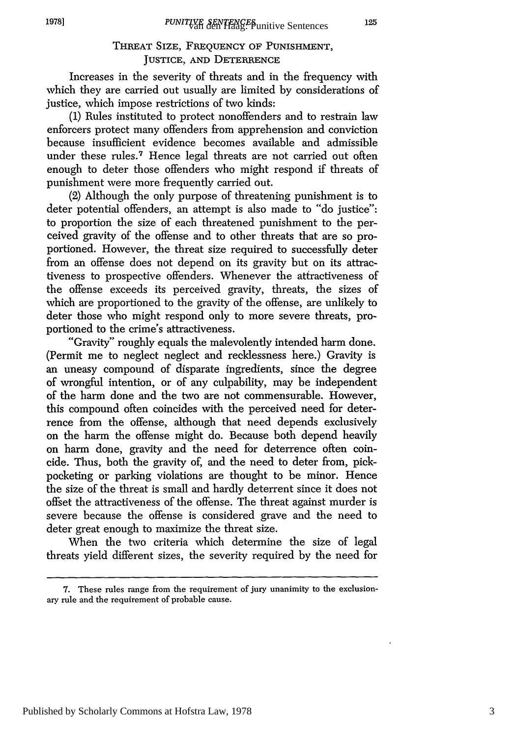## THREAT SIZE, FREQUENCY OF PUNISHMENT, JUSTICE, AND DETERRENCE

Increases in the severity of threats and in the frequency with which they are carried out usually are limited by considerations of justice, which impose restrictions of two kinds:

(1) Rules instituted to protect nonoffenders and to restrain law enforcers protect many offenders from apprehension and conviction because insufficient evidence becomes available and admissible under these rules.[7] Hence legal threats are not carried out often enough to deter those offenders who might respond if threats of punishment were more frequently carried out.

(2) Although the only purpose of threatening punishment is to deter potential offenders, an attempt is also made to "do justice": to proportion the size of each threatened punishment to the perceived gravity of the offense and to other threats that are so proportioned. However, the threat size required to successfully deter from an offense does not depend on its gravity but on its attractiveness to prospective offenders. Whenever the attractiveness of the offense exceeds its perceived gravity, threats, the sizes of which are proportioned to the gravity of the offense, are unlikely to deter those who might respond only to more severe threats, proportioned to the crime's attractiveness.

"Gravity" roughly equals the malevolently intended harm done. (Permit me to neglect neglect and recklessness here.) Gravity is an uneasy compound of disparate ingredients, since the degree of wrongful intention, or of any culpability, may be independent of the harm done and the two are not commensurable. However, this compound often coincides with the perceived need for deterrence from the offense, although that need depends exclusively on the harm the offense might do. Because both depend heavily on harm done, gravity and the need for deterrence often coincide. Thus, both the gravity of, and the need to deter from, pickpocketing or parking violations are thought to be minor. Hence the size of the threat is small and hardly deterrent since it does not offset the attractiveness of the offense. The threat against murder is severe because the offense is considered grave and the need to deter great enough to maximize the threat size.

When the two criteria which determine the size of legal threats yield different sizes, the severity required by the need for

---

7. These rules range from the requirement of jury unanimity to the exclusionary rule and the requirement of probable cause.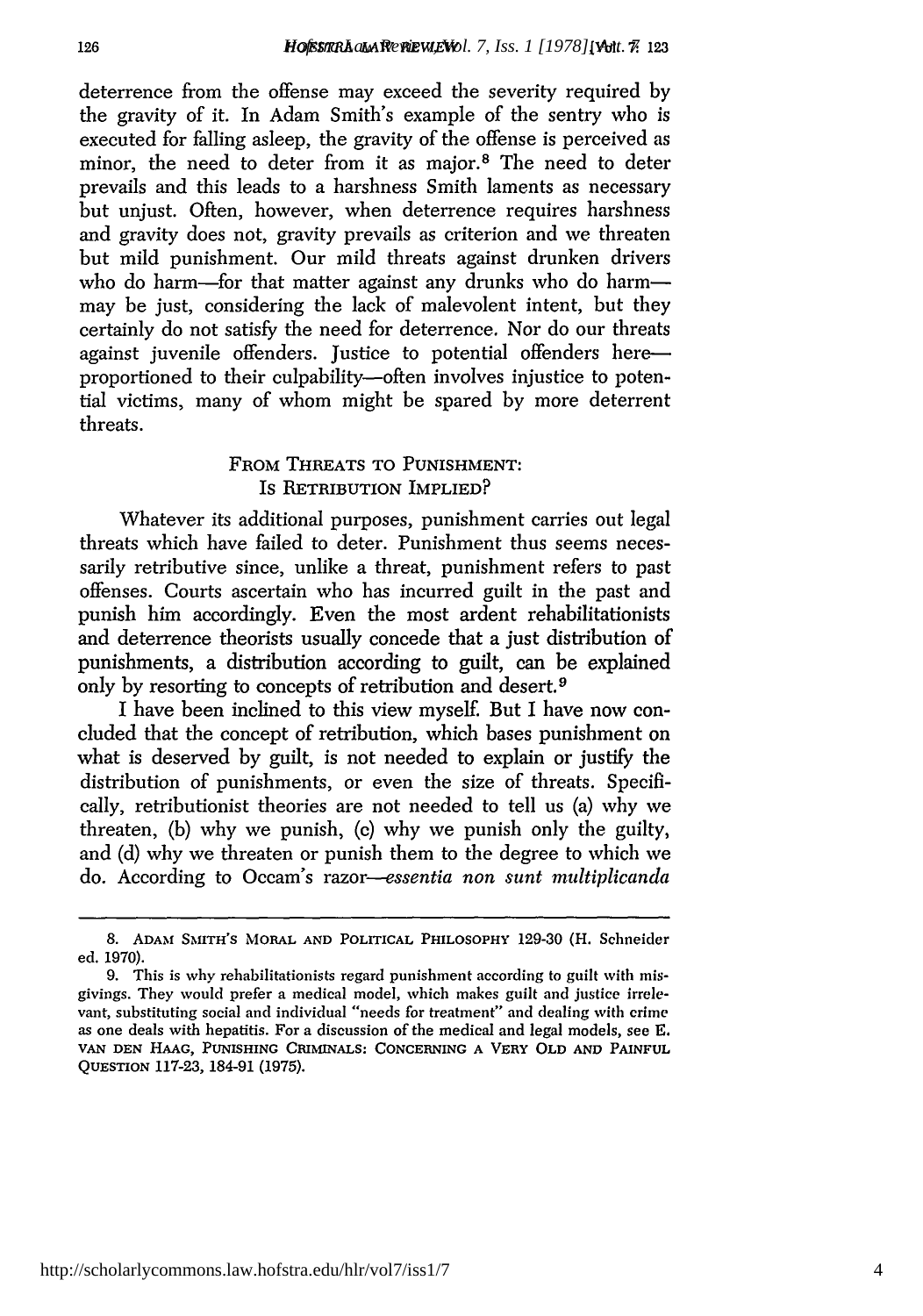deterrence from the offense may exceed the severity required by the gravity of it. In Adam Smith's example of the sentry who is executed for falling asleep, the gravity of the offense is perceived as minor, the need to deter from it as major.[8] The need to deter prevails and this leads to a harshness Smith laments as necessary but unjust. Often, however, when deterrence requires harshness and gravity does not, gravity prevails as criterion and we threaten but mild punishment. Our mild threats against drunken drivers who do harm—for that matter against any drunks who do harm—may be just, considering the lack of malevolent intent, but they certainly do not satisfy the need for deterrence. Nor do our threats against juvenile offenders. Justice to potential offenders here—proportioned to their culpability—often involves injustice to potential victims, many of whom might be spared by more deterrent threats.

## FROM THREATS TO PUNISHMENT: IS RETRIBUTION IMPLIED?

Whatever its additional purposes, punishment carries out legal threats which have failed to deter. Punishment thus seems necessarily retributive since, unlike a threat, punishment refers to past offenses. Courts ascertain who has incurred guilt in the past and punish him accordingly. Even the most ardent rehabilitationists and deterrence theorists usually concede that a just distribution of punishments, a distribution according to guilt, can be explained only by resorting to concepts of retribution and desert.[9]

I have been inclined to this view myself. But I have now concluded that the concept of retribution, which bases punishment on what is deserved by guilt, is not needed to explain or justify the distribution of punishments, or even the size of threats. Specifically, retributionist theories are not needed to tell us (a) why we threaten, (b) why we punish, (c) why we punish only the guilty, and (d) why we threaten or punish them to the degree to which we do. According to Occam's razor—*essentia non sunt multiplicanda*

---

8. ADAM SMITH'S MORAL AND POLITICAL PHILOSOPHY 129-30 (H. Schneider ed. 1970).

9. This is why rehabilitationists regard punishment according to guilt with misgivings. They would prefer a medical model, which makes guilt and justice irrelevant, substituting social and individual "needs for treatment" and dealing with crime as one deals with hepatitis. For a discussion of the medical and legal models, see E. VAN DEN HAAG, PUNISHING CRIMINALS: CONCERNING A VERY OLD AND PAINFUL QUESTION 117-23, 184-91 (1975).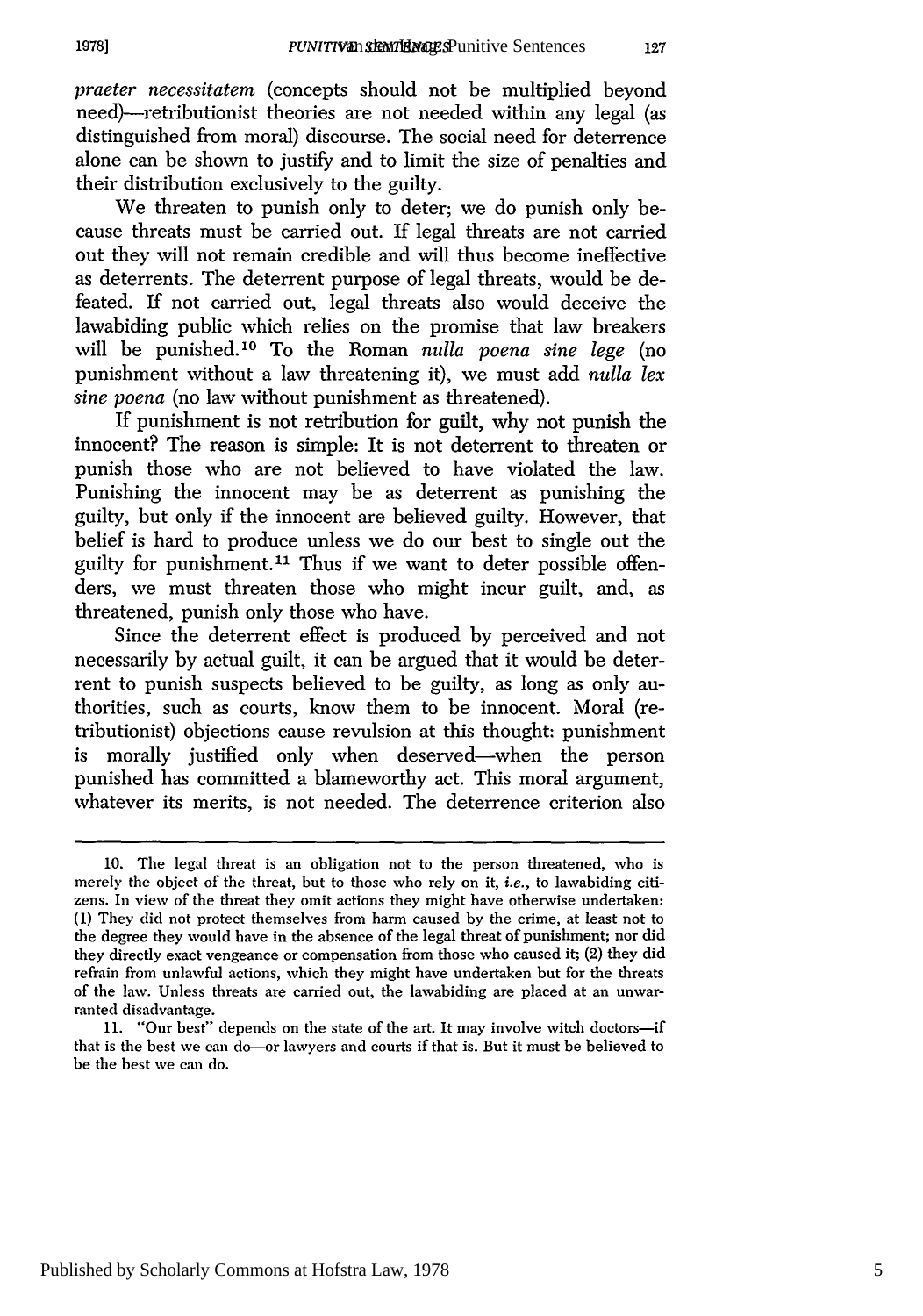*praeter necessitatem* (concepts should not be multiplied beyond need)—retributionist theories are not needed within any legal (as distinguished from moral) discourse. The social need for deterrence alone can be shown to justify and to limit the size of penalties and their distribution exclusively to the guilty.

We threaten to punish only to deter; we do punish only because threats must be carried out. If legal threats are not carried out they will not remain credible and will thus become ineffective as deterrents. The deterrent purpose of legal threats, would be defeated. If not carried out, legal threats also would deceive the lawabiding public which relies on the promise that law breakers will be punished.[10] To the Roman *nulla poena sine lege* (no punishment without a law threatening it), we must add *nulla lex sine poena* (no law without punishment as threatened).

If punishment is not retribution for guilt, why not punish the innocent? The reason is simple: It is not deterrent to threaten or punish those who are not believed to have violated the law. Punishing the innocent may be as deterrent as punishing the guilty, but only if the innocent are believed guilty. However, that belief is hard to produce unless we do our best to single out the guilty for punishment.[11] Thus if we want to deter possible offenders, we must threaten those who might incur guilt, and, as threatened, punish only those who have.

Since the deterrent effect is produced by perceived and not necessarily by actual guilt, it can be argued that it would be deterrent to punish suspects believed to be guilty, as long as only authorities, such as courts, know them to be innocent. Moral (retributionist) objections cause revulsion at this thought: punishment is morally justified only when deserved—when the person punished has committed a blameworthy act. This moral argument, whatever its merits, is not needed. The deterrence criterion also

---

10. The legal threat is an obligation not to the person threatened, who is merely the object of the threat, but to those who rely on it, *i.e.*, to lawabiding citizens. In view of the threat they omit actions they might have otherwise undertaken: (1) They did not protect themselves from harm caused by the crime, at least not to the degree they would have in the absence of the legal threat of punishment; nor did they directly exact vengeance or compensation from those who caused it; (2) they did refrain from unlawful actions, which they might have undertaken but for the threats of the law. Unless threats are carried out, the lawabiding are placed at an unwarranted disadvantage.

11. "Our best" depends on the state of the art. It may involve witch doctors—if that is the best we can do—or lawyers and courts if that is. But it must be believed to be the best we can do.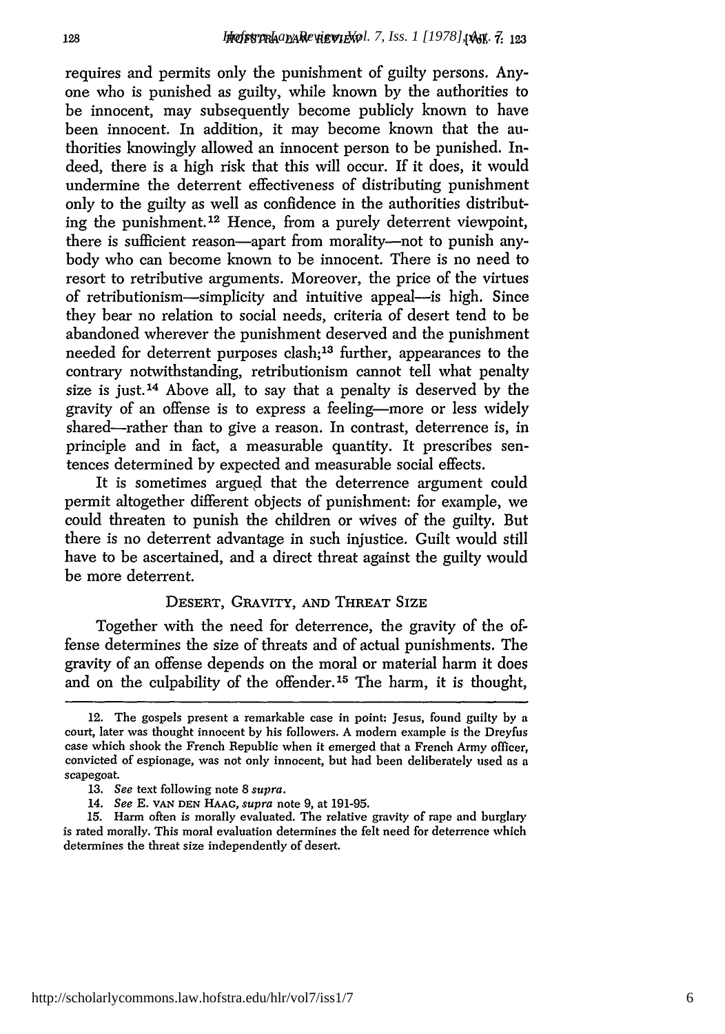requires and permits only the punishment of guilty persons. Anyone who is punished as guilty, while known by the authorities to be innocent, may subsequently become publicly known to have been innocent. In addition, it may become known that the authorities knowingly allowed an innocent person to be punished. Indeed, there is a high risk that this will occur. If it does, it would undermine the deterrent effectiveness of distributing punishment only to the guilty as well as confidence in the authorities distributing the punishment.[12] Hence, from a purely deterrent viewpoint, there is sufficient reason—apart from morality—not to punish anybody who can become known to be innocent. There is no need to resort to retributive arguments. Moreover, the price of the virtues of retributionism—simplicity and intuitive appeal—is high. Since they bear no relation to social needs, criteria of desert tend to be abandoned wherever the punishment deserved and the punishment needed for deterrent purposes clash;[13] further, appearances to the contrary notwithstanding, retributionism cannot tell what penalty size is just.[14] Above all, to say that a penalty is deserved by the gravity of an offense is to express a feeling—more or less widely shared—rather than to give a reason. In contrast, deterrence is, in principle and in fact, a measurable quantity. It prescribes sentences determined by expected and measurable social effects.

It is sometimes argued that the deterrence argument could permit altogether different objects of punishment: for example, we could threaten to punish the children or wives of the guilty. But there is no deterrent advantage in such injustice. Guilt would still have to be ascertained, and a direct threat against the guilty would be more deterrent.

## DESERT, GRAVITY, AND THREAT SIZE

Together with the need for deterrence, the gravity of the offense determines the size of threats and of actual punishments. The gravity of an offense depends on the moral or material harm it does and on the culpability of the offender.[15] The harm, it is thought,

---

12. The gospels present a remarkable case in point: Jesus, found guilty by a court, later was thought innocent by his followers. A modern example is the Dreyfus case which shook the French Republic when it emerged that a French Army officer, convicted of espionage, was not only innocent, but had been deliberately used as a scapegoat.

13. *See* text following note 8 *supra*.

14. *See* E. VAN DEN HAAG, *supra* note 9, at 191-95.

15. Harm often is morally evaluated. The relative gravity of rape and burglary is rated morally. This moral evaluation determines the felt need for deterrence which determines the threat size independently of desert.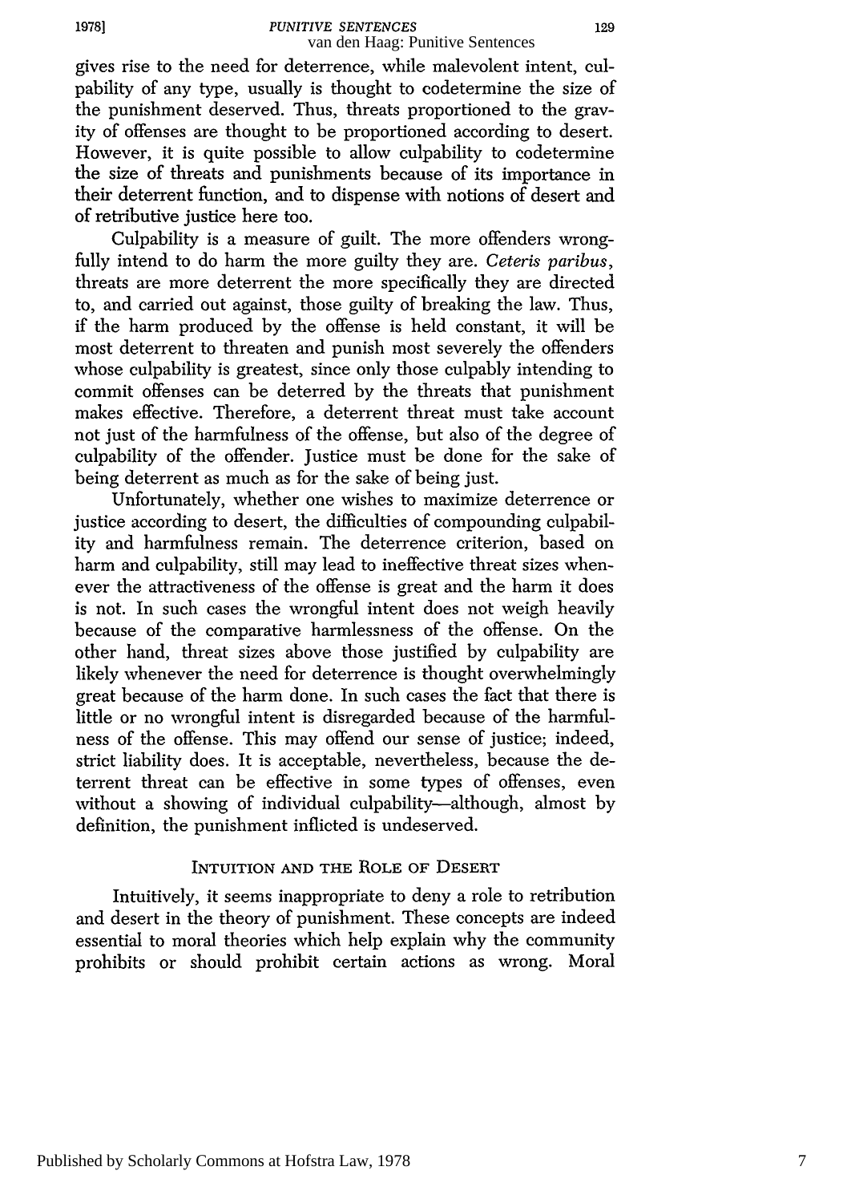gives rise to the need for deterrence, while malevolent intent, culpability of any type, usually is thought to codetermine the size of the punishment deserved. Thus, threats proportioned to the gravity of offenses are thought to be proportioned according to desert. However, it is quite possible to allow culpability to codetermine the size of threats and punishments because of its importance in their deterrent function, and to dispense with notions of desert and of retributive justice here too.

Culpability is a measure of guilt. The more offenders wrongfully intend to do harm the more guilty they are. *Ceteris paribus*, threats are more deterrent the more specifically they are directed to, and carried out against, those guilty of breaking the law. Thus, if the harm produced by the offense is held constant, it will be most deterrent to threaten and punish most severely the offenders whose culpability is greatest, since only those culpably intending to commit offenses can be deterred by the threats that punishment makes effective. Therefore, a deterrent threat must take account not just of the harmfulness of the offense, but also of the degree of culpability of the offender. Justice must be done for the sake of being deterrent as much as for the sake of being just.

Unfortunately, whether one wishes to maximize deterrence or justice according to desert, the difficulties of compounding culpability and harmfulness remain. The deterrence criterion, based on harm and culpability, still may lead to ineffective threat sizes whenever the attractiveness of the offense is great and the harm it does is not. In such cases the wrongful intent does not weigh heavily because of the comparative harmlessness of the offense. On the other hand, threat sizes above those justified by culpability are likely whenever the need for deterrence is thought overwhelmingly great because of the harm done. In such cases the fact that there is little or no wrongful intent is disregarded because of the harmfulness of the offense. This may offend our sense of justice; indeed, strict liability does. It is acceptable, nevertheless, because the deterrent threat can be effective in some types of offenses, even without a showing of individual culpability—although, almost by definition, the punishment inflicted is undeserved.

## INTUITION AND THE ROLE OF DESERT

Intuitively, it seems inappropriate to deny a role to retribution and desert in the theory of punishment. These concepts are indeed essential to moral theories which help explain why the community prohibits or should prohibit certain actions as wrong. Moral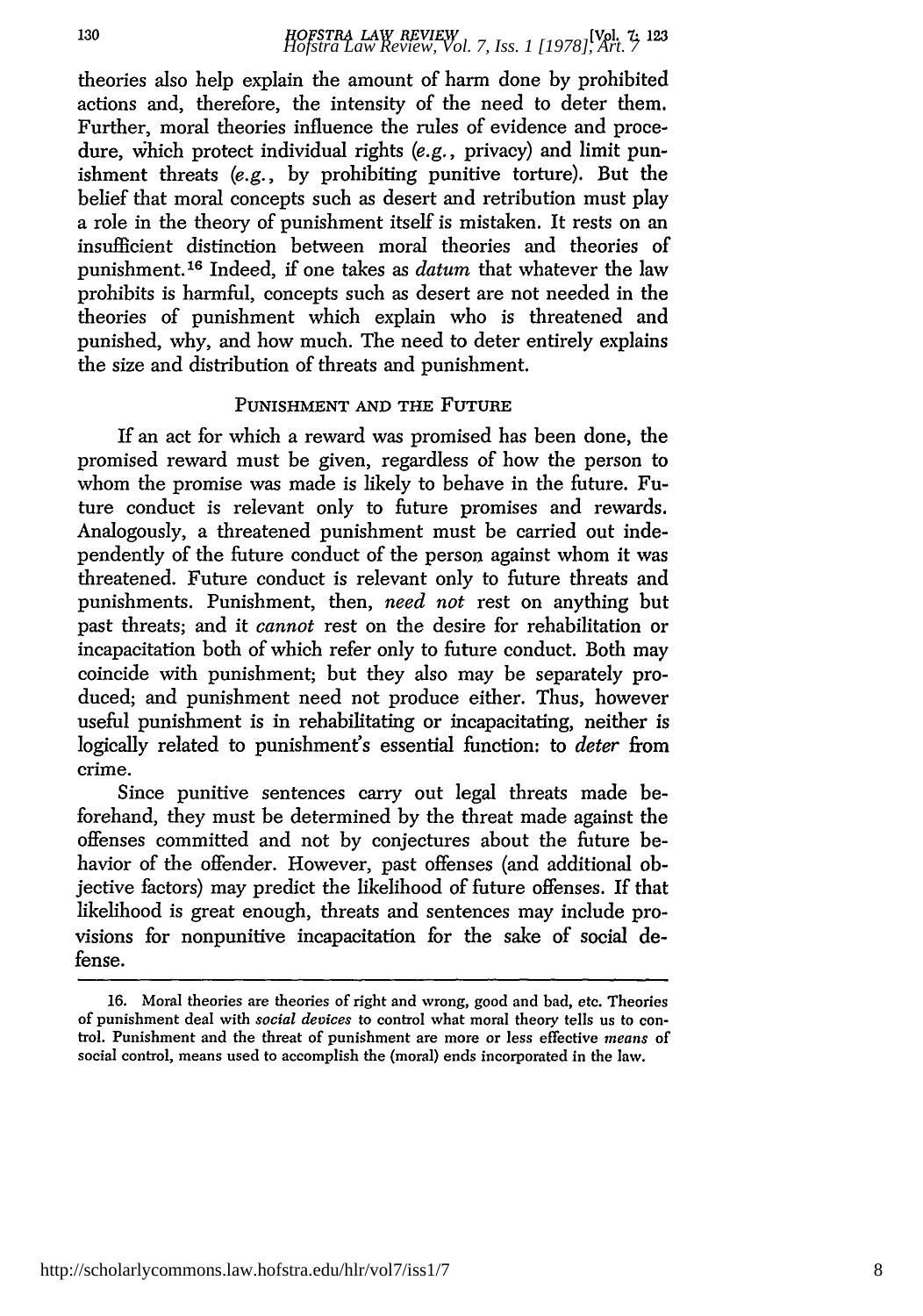theories also help explain the amount of harm done by prohibited actions and, therefore, the intensity of the need to deter them. Further, moral theories influence the rules of evidence and procedure, which protect individual rights (*e.g.*, privacy) and limit punishment threats (*e.g.*, by prohibiting punitive torture). But the belief that moral concepts such as desert and retribution must play a role in the theory of punishment itself is mistaken. It rests on an insufficient distinction between moral theories and theories of punishment.[16] Indeed, if one takes as *datum* that whatever the law prohibits is harmful, concepts such as desert are not needed in the theories of punishment which explain who is threatened and punished, why, and how much. The need to deter entirely explains the size and distribution of threats and punishment.

## PUNISHMENT AND THE FUTURE

If an act for which a reward was promised has been done, the promised reward must be given, regardless of how the person to whom the promise was made is likely to behave in the future. Future conduct is relevant only to future promises and rewards. Analogously, a threatened punishment must be carried out independently of the future conduct of the person against whom it was threatened. Future conduct is relevant only to future threats and punishments. Punishment, then, *need not* rest on anything but past threats; and it *cannot* rest on the desire for rehabilitation or incapacitation both of which refer only to future conduct. Both may coincide with punishment; but they also may be separately produced; and punishment need not produce either. Thus, however useful punishment is in rehabilitating or incapacitating, neither is logically related to punishment's essential function: to *deter* from crime.

Since punitive sentences carry out legal threats made beforehand, they must be determined by the threat made against the offenses committed and not by conjectures about the future behavior of the offender. However, past offenses (and additional objective factors) may predict the likelihood of future offenses. If that likelihood is great enough, threats and sentences may include provisions for nonpunitive incapacitation for the sake of social defense.

---

16. Moral theories are theories of right and wrong, good and bad, etc. Theories of punishment deal with *social devices* to control what moral theory tells us to control. Punishment and the threat of punishment are more or less effective *means* of social control, means used to accomplish the (moral) ends incorporated in the law.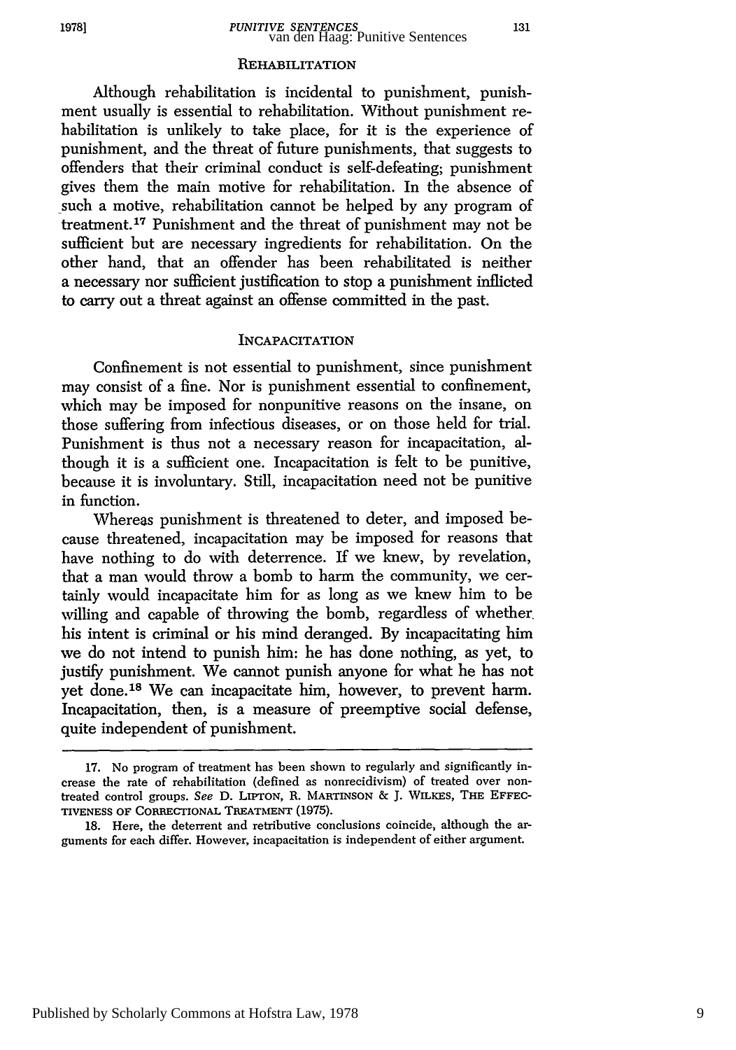## REHABILITATION

Although rehabilitation is incidental to punishment, punishment usually is essential to rehabilitation. Without punishment rehabilitation is unlikely to take place, for it is the experience of punishment, and the threat of future punishments, that suggests to offenders that their criminal conduct is self-defeating; punishment gives them the main motive for rehabilitation. In the absence of such a motive, rehabilitation cannot be helped by any program of treatment.[17] Punishment and the threat of punishment may not be sufficient but are necessary ingredients for rehabilitation. On the other hand, that an offender has been rehabilitated is neither a necessary nor sufficient justification to stop a punishment inflicted to carry out a threat against an offense committed in the past.

## INCAPACITATION

Confinement is not essential to punishment, since punishment may consist of a fine. Nor is punishment essential to confinement, which may be imposed for nonpunitive reasons on the insane, on those suffering from infectious diseases, or on those held for trial. Punishment is thus not a necessary reason for incapacitation, although it is a sufficient one. Incapacitation is felt to be punitive, because it is involuntary. Still, incapacitation need not be punitive in function.

Whereas punishment is threatened to deter, and imposed because threatened, incapacitation may be imposed for reasons that have nothing to do with deterrence. If we knew, by revelation, that a man would throw a bomb to harm the community, we certainly would incapacitate him for as long as we knew him to be willing and capable of throwing the bomb, regardless of whether his intent is criminal or his mind deranged. By incapacitating him we do not intend to punish him: he has done nothing, as yet, to justify punishment. We cannot punish anyone for what he has not yet done.[18] We can incapacitate him, however, to prevent harm. Incapacitation, then, is a measure of preemptive social defense, quite independent of punishment.

---

17. No program of treatment has been shown to regularly and significantly increase the rate of rehabilitation (defined as nonrecidivism) of treated over nontreated control groups. *See* D. LIPTON, R. MARTINSON & J. WILKES, THE EFFECTIVENESS OF CORRECTIONAL TREATMENT (1975).

18. Here, the deterrent and retributive conclusions coincide, although the arguments for each differ. However, incapacitation is independent of either argument.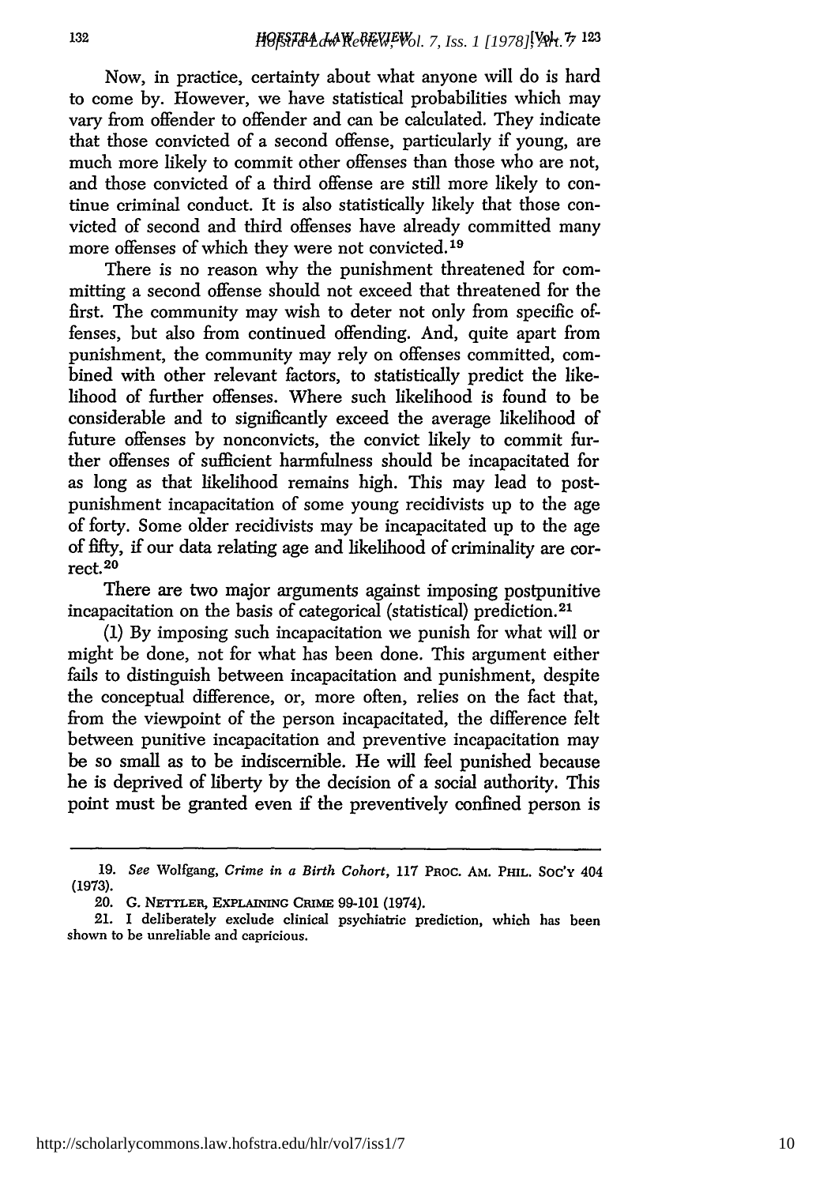Now, in practice, certainty about what anyone will do is hard to come by. However, we have statistical probabilities which may vary from offender to offender and can be calculated. They indicate that those convicted of a second offense, particularly if young, are much more likely to commit other offenses than those who are not, and those convicted of a third offense are still more likely to continue criminal conduct. It is also statistically likely that those convicted of second and third offenses have already committed many more offenses of which they were not convicted.[19]

There is no reason why the punishment threatened for committing a second offense should not exceed that threatened for the first. The community may wish to deter not only from specific offenses, but also from continued offending. And, quite apart from punishment, the community may rely on offenses committed, combined with other relevant factors, to statistically predict the likelihood of further offenses. Where such likelihood is found to be considerable and to significantly exceed the average likelihood of future offenses by nonconvicts, the convict likely to commit further offenses of sufficient harmfulness should be incapacitated for as long as that likelihood remains high. This may lead to post-punishment incapacitation of some young recidivists up to the age of forty. Some older recidivists may be incapacitated up to the age of fifty, if our data relating age and likelihood of criminality are correct.[20]

There are two major arguments against imposing postpunitive incapacitation on the basis of categorical (statistical) prediction.[21]

(1) By imposing such incapacitation we punish for what will or might be done, not for what has been done. This argument either fails to distinguish between incapacitation and punishment, despite the conceptual difference, or, more often, relies on the fact that, from the viewpoint of the person incapacitated, the difference felt between punitive incapacitation and preventive incapacitation may be so small as to be indiscernible. He will feel punished because he is deprived of liberty by the decision of a social authority. This point must be granted even if the preventively confined person is

---

19. *See* Wolfgang, *Crime in a Birth Cohort*, 117 PROC. AM. PHIL. SOC'Y 404 (1973).

20. G. NETTLER, EXPLAINING CRIME 99-101 (1974).

21. I deliberately exclude clinical psychiatric prediction, which has been shown to be unreliable and capricious.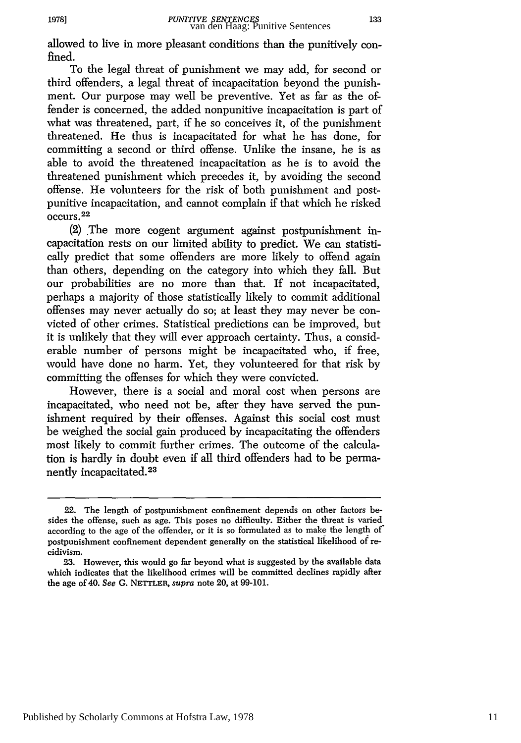allowed to live in more pleasant conditions than the punitively confined.

To the legal threat of punishment we may add, for second or third offenders, a legal threat of incapacitation beyond the punishment. Our purpose may well be preventive. Yet as far as the offender is concerned, the added nonpunitive incapacitation is part of what was threatened, part, if he so conceives it, of the punishment threatened. He thus is incapacitated for what he has done, for committing a second or third offense. Unlike the insane, he is as able to avoid the threatened incapacitation as he is to avoid the threatened punishment which precedes it, by avoiding the second offense. He volunteers for the risk of both punishment and postpunitive incapacitation, and cannot complain if that which he risked occurs.[22]

(2) The more cogent argument against postpunishment incapacitation rests on our limited ability to predict. We can statistically predict that some offenders are more likely to offend again than others, depending on the category into which they fall. But our probabilities are no more than that. If not incapacitated, perhaps a majority of those statistically likely to commit additional offenses may never actually do so; at least they may never be convicted of other crimes. Statistical predictions can be improved, but it is unlikely that they will ever approach certainty. Thus, a considerable number of persons might be incapacitated who, if free, would have done no harm. Yet, they volunteered for that risk by committing the offenses for which they were convicted.

However, there is a social and moral cost when persons are incapacitated, who need not be, after they have served the punishment required by their offenses. Against this social cost must be weighed the social gain produced by incapacitating the offenders most likely to commit further crimes. The outcome of the calculation is hardly in doubt even if all third offenders had to be permanently incapacitated.[23]

---

22. The length of postpunishment confinement depends on other factors besides the offense, such as age. This poses no difficulty. Either the threat is varied according to the age of the offender, or it is so formulated as to make the length of postpunishment confinement dependent generally on the statistical likelihood of recidivism.

23. However, this would go far beyond what is suggested by the available data which indicates that the likelihood crimes will be committed declines rapidly after the age of 40. *See* G. NETTLER, *supra* note 20, at 99-101.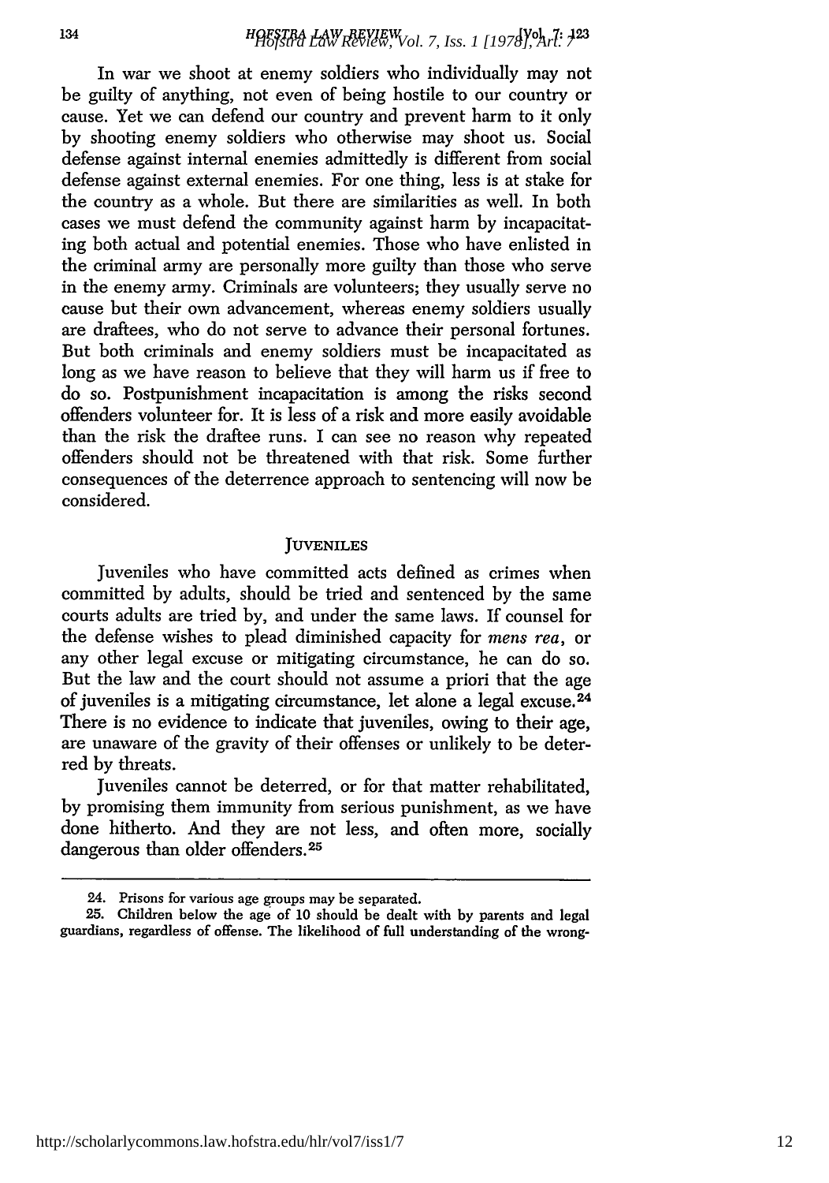In war we shoot at enemy soldiers who individually may not be guilty of anything, not even of being hostile to our country or cause. Yet we can defend our country and prevent harm to it only by shooting enemy soldiers who otherwise may shoot us. Social defense against internal enemies admittedly is different from social defense against external enemies. For one thing, less is at stake for the country as a whole. But there are similarities as well. In both cases we must defend the community against harm by incapacitating both actual and potential enemies. Those who have enlisted in the criminal army are personally more guilty than those who serve in the enemy army. Criminals are volunteers; they usually serve no cause but their own advancement, whereas enemy soldiers usually are draftees, who do not serve to advance their personal fortunes. But both criminals and enemy soldiers must be incapacitated as long as we have reason to believe that they will harm us if free to do so. Postpunishment incapacitation is among the risks second offenders volunteer for. It is less of a risk and more easily avoidable than the risk the draftee runs. I can see no reason why repeated offenders should not be threatened with that risk. Some further consequences of the deterrence approach to sentencing will now be considered.

## JUVENILES

Juveniles who have committed acts defined as crimes when committed by adults, should be tried and sentenced by the same courts adults are tried by, and under the same laws. If counsel for the defense wishes to plead diminished capacity for *mens rea*, or any other legal excuse or mitigating circumstance, he can do so. But the law and the court should not assume a priori that the age of juveniles is a mitigating circumstance, let alone a legal excuse.[24] There is no evidence to indicate that juveniles, owing to their age, are unaware of the gravity of their offenses or unlikely to be deterred by threats.

Juveniles cannot be deterred, or for that matter rehabilitated, by promising them immunity from serious punishment, as we have done hitherto. And they are not less, and often more, socially dangerous than older offenders.[25]

---

24. Prisons for various age groups may be separated.

25. Children below the age of 10 should be dealt with by parents and legal guardians, regardless of offense. The likelihood of full understanding of the wrong-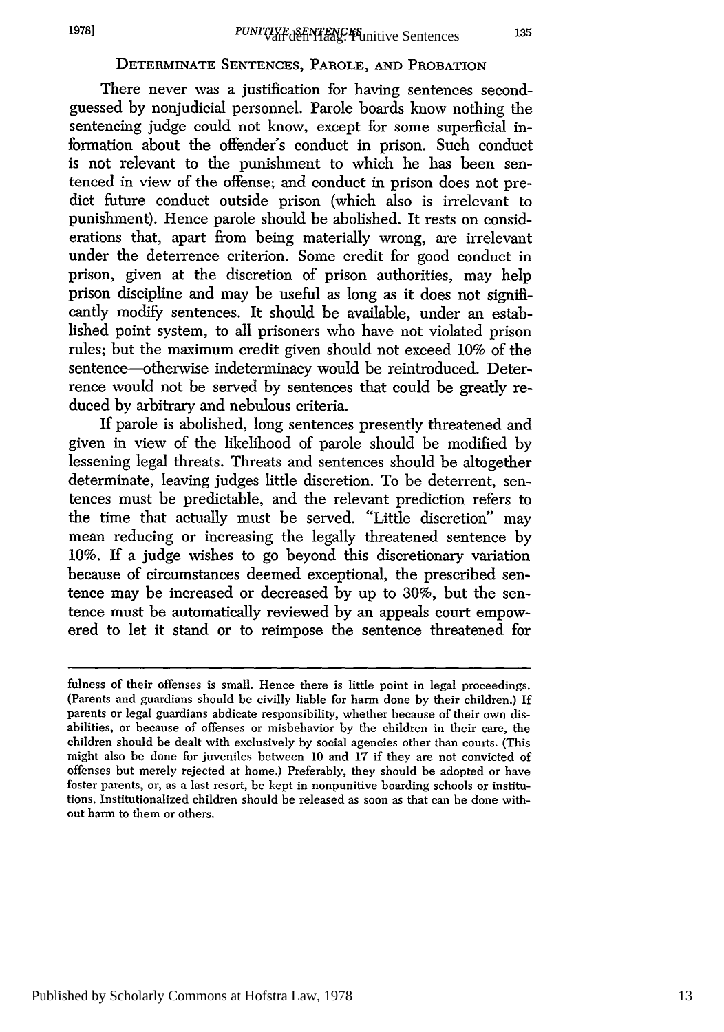## DETERMINATE SENTENCES, PAROLE, AND PROBATION

There never was a justification for having sentences second-guessed by nonjudicial personnel. Parole boards know nothing the sentencing judge could not know, except for some superficial information about the offender's conduct in prison. Such conduct is not relevant to the punishment to which he has been sentenced in view of the offense; and conduct in prison does not predict future conduct outside prison (which also is irrelevant to punishment). Hence parole should be abolished. It rests on considerations that, apart from being materially wrong, are irrelevant under the deterrence criterion. Some credit for good conduct in prison, given at the discretion of prison authorities, may help prison discipline and may be useful as long as it does not significantly modify sentences. It should be available, under an established point system, to all prisoners who have not violated prison rules; but the maximum credit given should not exceed 10% of the sentence—otherwise indeterminacy would be reintroduced. Deterrence would not be served by sentences that could be greatly reduced by arbitrary and nebulous criteria.

If parole is abolished, long sentences presently threatened and given in view of the likelihood of parole should be modified by lessening legal threats. Threats and sentences should be altogether determinate, leaving judges little discretion. To be deterrent, sentences must be predictable, and the relevant prediction refers to the time that actually must be served. "Little discretion" may mean reducing or increasing the legally threatened sentence by 10%. If a judge wishes to go beyond this discretionary variation because of circumstances deemed exceptional, the prescribed sentence may be increased or decreased by up to 30%, but the sentence must be automatically reviewed by an appeals court empowered to let it stand or to reimpose the sentence threatened for

---

fulness of their offenses is small. Hence there is little point in legal proceedings. (Parents and guardians should be civilly liable for harm done by their children.) If parents or legal guardians abdicate responsibility, whether because of their own disabilities, or because of offenses or misbehavior by the children in their care, the children should be dealt with exclusively by social agencies other than courts. (This might also be done for juveniles between 10 and 17 if they are not convicted of offenses but merely rejected at home.) Preferably, they should be adopted or have foster parents, or, as a last resort, be kept in nonpunitive boarding schools or institutions. Institutionalized children should be released as soon as that can be done without harm to them or others.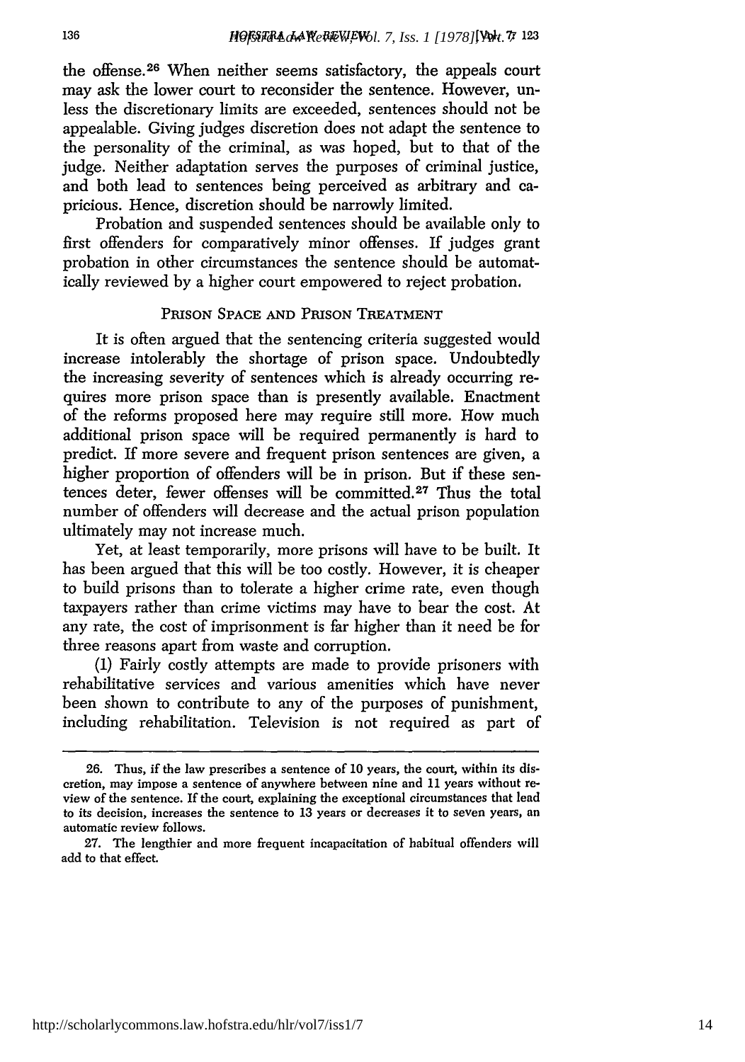the offense.[26] When neither seems satisfactory, the appeals court may ask the lower court to reconsider the sentence. However, unless the discretionary limits are exceeded, sentences should not be appealable. Giving judges discretion does not adapt the sentence to the personality of the criminal, as was hoped, but to that of the judge. Neither adaptation serves the purposes of criminal justice, and both lead to sentences being perceived as arbitrary and capricious. Hence, discretion should be narrowly limited.

Probation and suspended sentences should be available only to first offenders for comparatively minor offenses. If judges grant probation in other circumstances the sentence should be automatically reviewed by a higher court empowered to reject probation.

## PRISON SPACE AND PRISON TREATMENT

It is often argued that the sentencing criteria suggested would increase intolerably the shortage of prison space. Undoubtedly the increasing severity of sentences which is already occurring requires more prison space than is presently available. Enactment of the reforms proposed here may require still more. How much additional prison space will be required permanently is hard to predict. If more severe and frequent prison sentences are given, a higher proportion of offenders will be in prison. But if these sentences deter, fewer offenses will be committed.[27] Thus the total number of offenders will decrease and the actual prison population ultimately may not increase much.

Yet, at least temporarily, more prisons will have to be built. It has been argued that this will be too costly. However, it is cheaper to build prisons than to tolerate a higher crime rate, even though taxpayers rather than crime victims may have to bear the cost. At any rate, the cost of imprisonment is far higher than it need be for three reasons apart from waste and corruption.

(1) Fairly costly attempts are made to provide prisoners with rehabilitative services and various amenities which have never been shown to contribute to any of the purposes of punishment, including rehabilitation. Television is not required as part of

---

26. Thus, if the law prescribes a sentence of 10 years, the court, within its discretion, may impose a sentence of anywhere between nine and 11 years without review of the sentence. If the court, explaining the exceptional circumstances that lead to its decision, increases the sentence to 13 years or decreases it to seven years, an automatic review follows.

27. The lengthier and more frequent incapacitation of habitual offenders will add to that effect.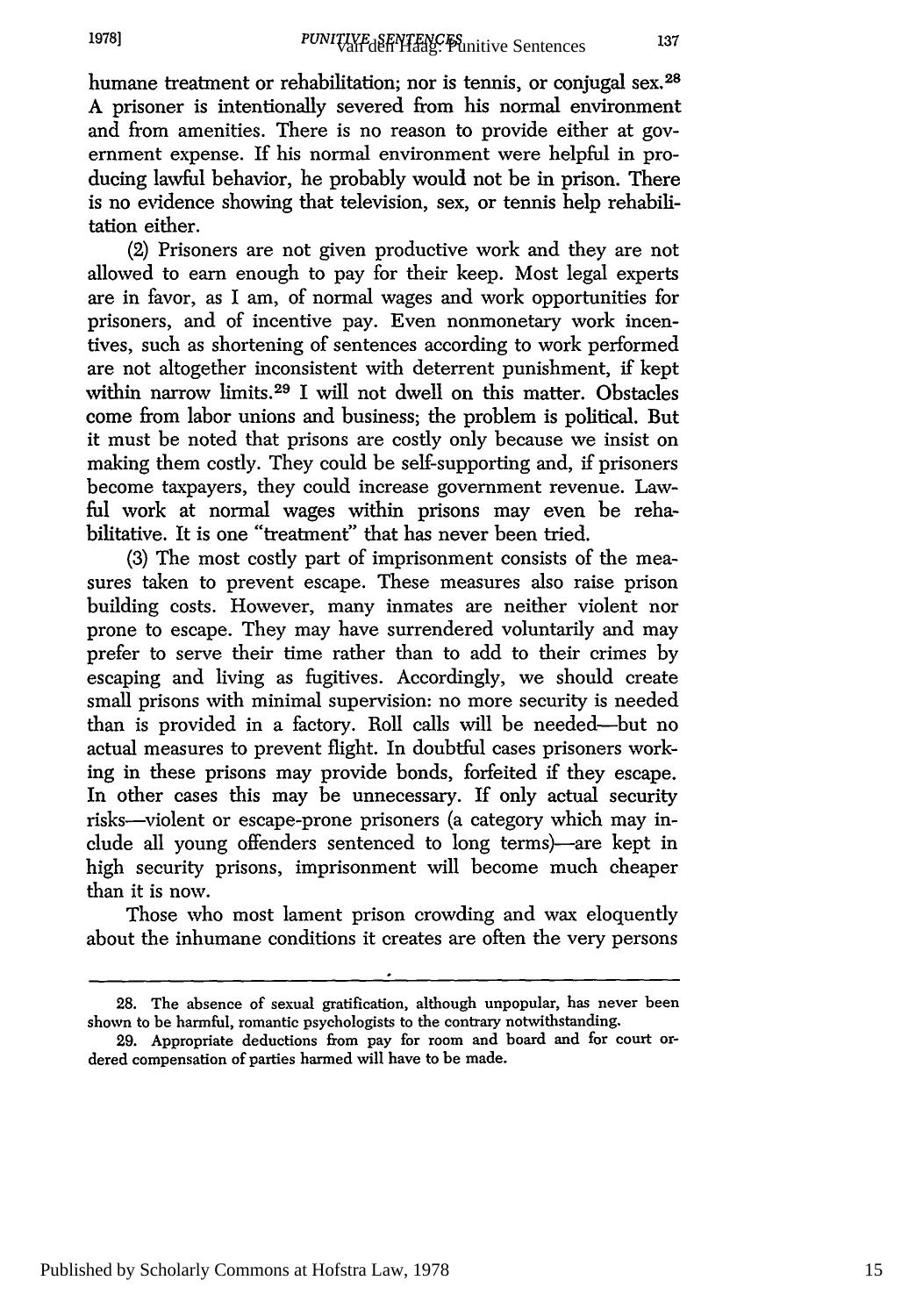humane treatment or rehabilitation; nor is tennis, or conjugal sex.[28] A prisoner is intentionally severed from his normal environment and from amenities. There is no reason to provide either at government expense. If his normal environment were helpful in producing lawful behavior, he probably would not be in prison. There is no evidence showing that television, sex, or tennis help rehabilitation either.

(2) Prisoners are not given productive work and they are not allowed to earn enough to pay for their keep. Most legal experts are in favor, as I am, of normal wages and work opportunities for prisoners, and of incentive pay. Even nonmonetary work incentives, such as shortening of sentences according to work performed are not altogether inconsistent with deterrent punishment, if kept within narrow limits.[29] I will not dwell on this matter. Obstacles come from labor unions and business; the problem is political. But it must be noted that prisons are costly only because we insist on making them costly. They could be self-supporting and, if prisoners become taxpayers, they could increase government revenue. Lawful work at normal wages within prisons may even be rehabilitative. It is one "treatment" that has never been tried.

(3) The most costly part of imprisonment consists of the measures taken to prevent escape. These measures also raise prison building costs. However, many inmates are neither violent nor prone to escape. They may have surrendered voluntarily and may prefer to serve their time rather than to add to their crimes by escaping and living as fugitives. Accordingly, we should create small prisons with minimal supervision: no more security is needed than is provided in a factory. Roll calls will be needed—but no actual measures to prevent flight. In doubtful cases prisoners working in these prisons may provide bonds, forfeited if they escape. In other cases this may be unnecessary. If only actual security risks—violent or escape-prone prisoners (a category which may include all young offenders sentenced to long terms)—are kept in high security prisons, imprisonment will become much cheaper than it is now.

Those who most lament prison crowding and wax eloquently about the inhumane conditions it creates are often the very persons

---

28. The absence of sexual gratification, although unpopular, has never been shown to be harmful, romantic psychologists to the contrary notwithstanding.

29. Appropriate deductions from pay for room and board and for court ordered compensation of parties harmed will have to be made.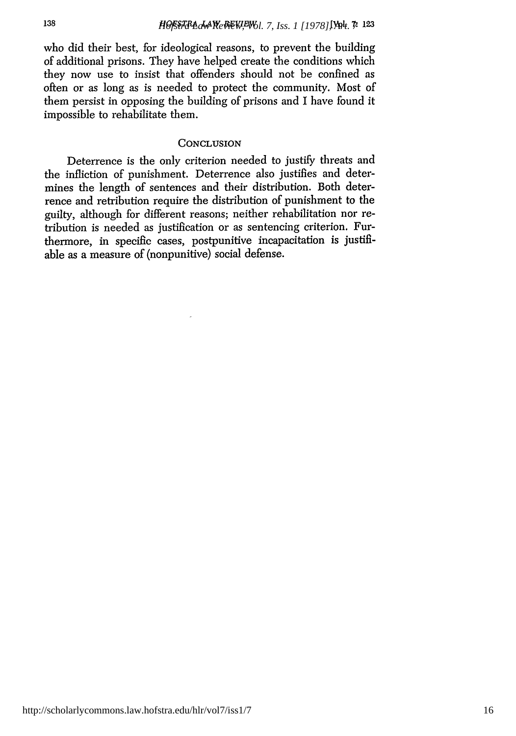who did their best, for ideological reasons, to prevent the building of additional prisons. They have helped create the conditions which they now use to insist that offenders should not be confined as often or as long as is needed to protect the community. Most of them persist in opposing the building of prisons and I have found it impossible to rehabilitate them.

## CONCLUSION

Deterrence is the only criterion needed to justify threats and the infliction of punishment. Deterrence also justifies and determines the length of sentences and their distribution. Both deterrence and retribution require the distribution of punishment to the guilty, although for different reasons; neither rehabilitation nor retribution is needed as justification or as sentencing criterion. Furthermore, in specific cases, postpunitive incapacitation is justifiable as a measure of (nonpunitive) social defense.